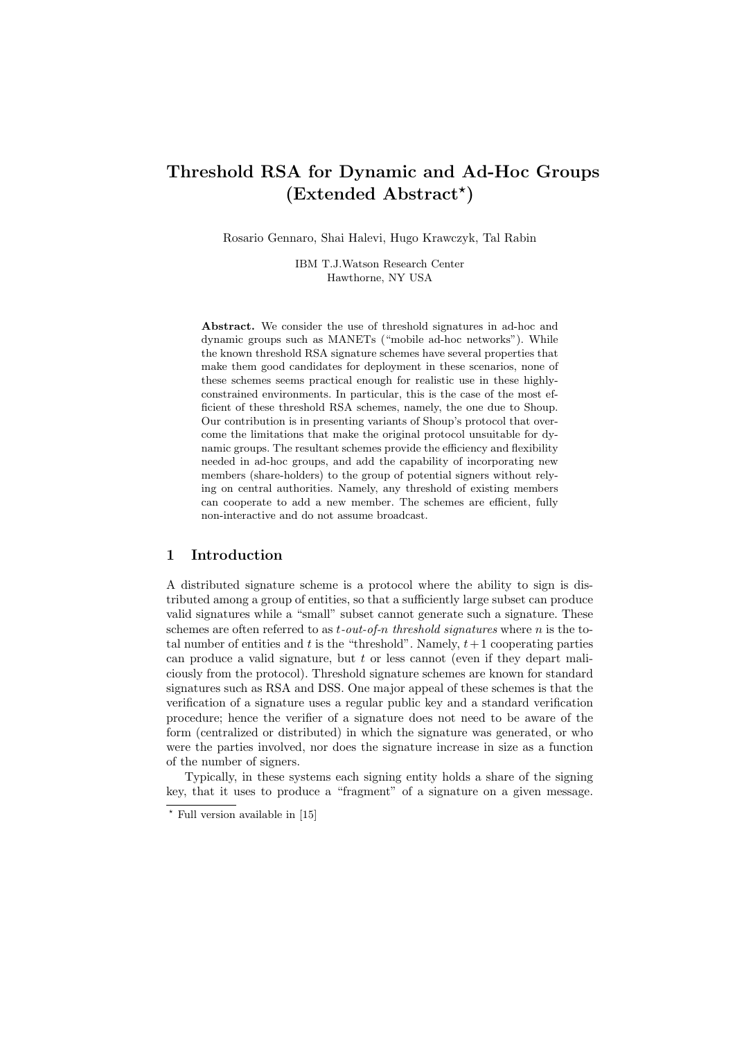# Threshold RSA for Dynamic and Ad-Hoc Groups (Extended Abstract*)

Rosario Gennaro, Shai Halevi, Hugo Krawczyk, Tal Rabin

IBM T.J.Watson Research Center
Hawthorne, NY USA

**Abstract.** We consider the use of threshold signatures in ad-hoc and dynamic groups such as MANETs ("mobile ad-hoc networks"). While the known threshold RSA signature schemes have several properties that make them good candidates for deployment in these scenarios, none of these schemes seems practical enough for realistic use in these highly-constrained environments. In particular, this is the case of the most efficient of these threshold RSA schemes, namely, the one due to Shoup. Our contribution is in presenting variants of Shoup's protocol that overcome the limitations that make the original protocol unsuitable for dynamic groups. The resultant schemes provide the efficiency and flexibility needed in ad-hoc groups, and add the capability of incorporating new members (share-holders) to the group of potential signers without relying on central authorities. Namely, any threshold of existing members can cooperate to add a new member. The schemes are efficient, fully non-interactive and do not assume broadcast.

## 1 Introduction

A distributed signature scheme is a protocol where the ability to sign is distributed among a group of entities, so that a sufficiently large subset can produce valid signatures while a "small" subset cannot generate such a signature. These schemes are often referred to as *$t$-out-of-$n$ threshold signatures* where $n$ is the total number of entities and $t$ is the "threshold". Namely, $t+1$ cooperating parties can produce a valid signature, but $t$ or less cannot (even if they depart maliciously from the protocol). Threshold signature schemes are known for standard signatures such as RSA and DSS. One major appeal of these schemes is that the verification of a signature uses a regular public key and a standard verification procedure; hence the verifier of a signature does not need to be aware of the form (centralized or distributed) in which the signature was generated, or who were the parties involved, nor does the signature increase in size as a function of the number of signers.

Typically, in these systems each signing entity holds a share of the signing key, that it uses to produce a "fragment" of a signature on a given message.

* Full version available in [15]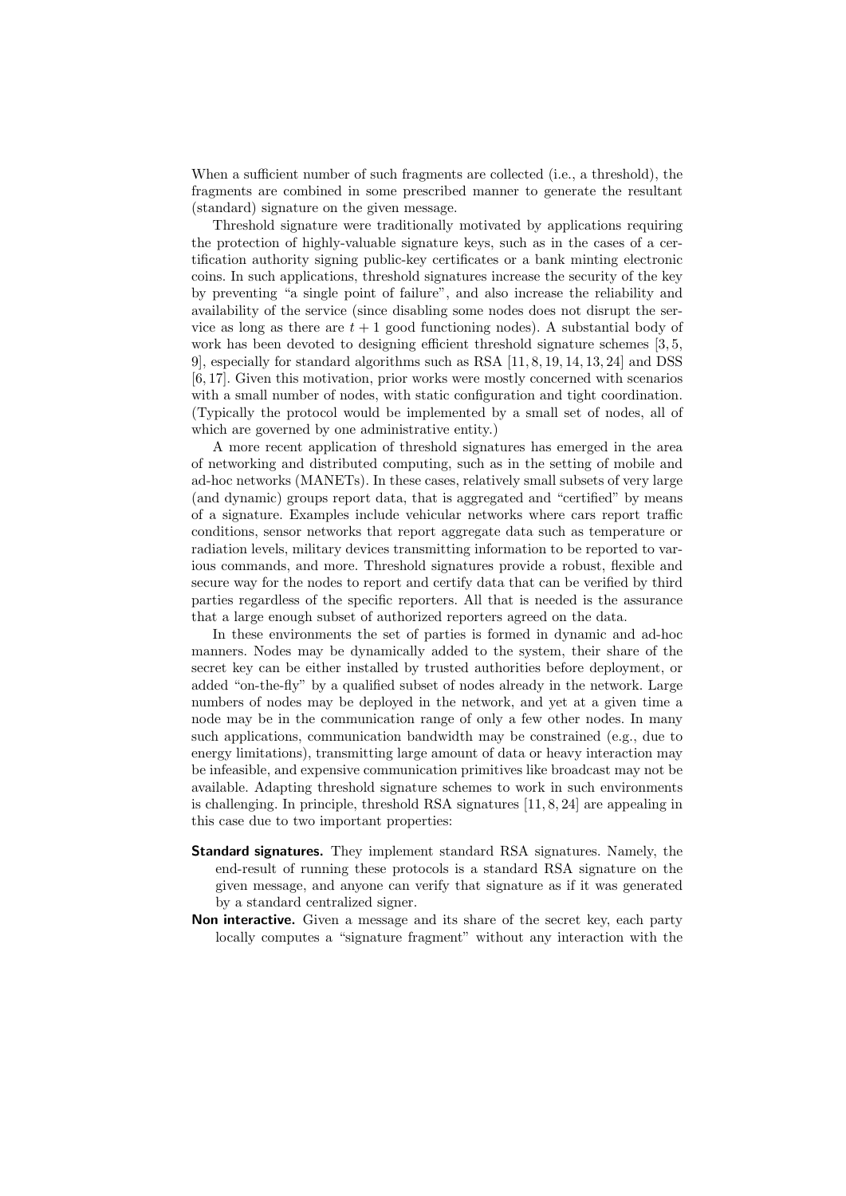When a sufficient number of such fragments are collected (i.e., a threshold), the fragments are combined in some prescribed manner to generate the resultant (standard) signature on the given message.

Threshold signature were traditionally motivated by applications requiring the protection of highly-valuable signature keys, such as in the cases of a certification authority signing public-key certificates or a bank minting electronic coins. In such applications, threshold signatures increase the security of the key by preventing "a single point of failure", and also increase the reliability and availability of the service (since disabling some nodes does not disrupt the service as long as there are $t+1$ good functioning nodes). A substantial body of work has been devoted to designing efficient threshold signature schemes [3, 5, 9], especially for standard algorithms such as RSA [11, 8, 19, 14, 13, 24] and DSS [6, 17]. Given this motivation, prior works were mostly concerned with scenarios with a small number of nodes, with static configuration and tight coordination. (Typically the protocol would be implemented by a small set of nodes, all of which are governed by one administrative entity.)

A more recent application of threshold signatures has emerged in the area of networking and distributed computing, such as in the setting of mobile and ad-hoc networks (MANETs). In these cases, relatively small subsets of very large (and dynamic) groups report data, that is aggregated and "certified" by means of a signature. Examples include vehicular networks where cars report traffic conditions, sensor networks that report aggregate data such as temperature or radiation levels, military devices transmitting information to be reported to various commands, and more. Threshold signatures provide a robust, flexible and secure way for the nodes to report and certify data that can be verified by third parties regardless of the specific reporters. All that is needed is the assurance that a large enough subset of authorized reporters agreed on the data.

In these environments the set of parties is formed in dynamic and ad-hoc manners. Nodes may be dynamically added to the system, their share of the secret key can be either installed by trusted authorities before deployment, or added "on-the-fly" by a qualified subset of nodes already in the network. Large numbers of nodes may be deployed in the network, and yet at a given time a node may be in the communication range of only a few other nodes. In many such applications, communication bandwidth may be constrained (e.g., due to energy limitations), transmitting large amount of data or heavy interaction may be infeasible, and expensive communication primitives like broadcast may not be available. Adapting threshold signature schemes to work in such environments is challenging. In principle, threshold RSA signatures [11, 8, 24] are appealing in this case due to two important properties:

- **Standard signatures.** They implement standard RSA signatures. Namely, the end-result of running these protocols is a standard RSA signature on the given message, and anyone can verify that signature as if it was generated by a standard centralized signer.
- **Non interactive.** Given a message and its share of the secret key, each party locally computes a "signature fragment" without any interaction with the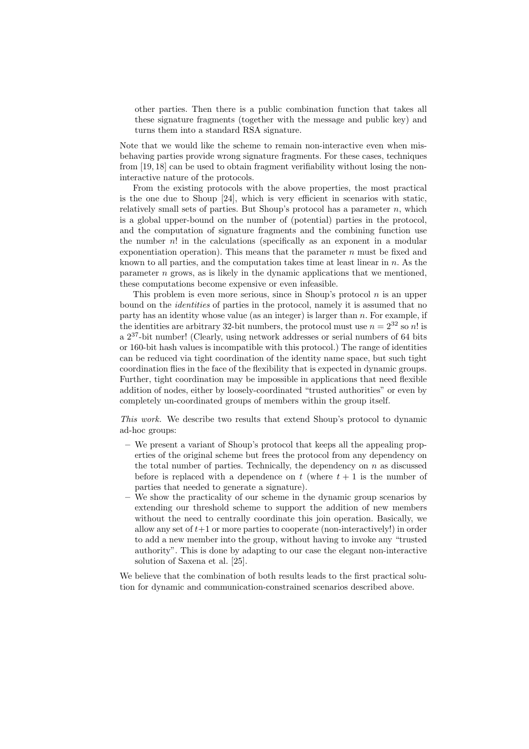other parties. Then there is a public combination function that takes all these signature fragments (together with the message and public key) and turns them into a standard RSA signature.

Note that we would like the scheme to remain non-interactive even when misbehaving parties provide wrong signature fragments. For these cases, techniques from [19, 18] can be used to obtain fragment verifiability without losing the non-interactive nature of the protocols.

From the existing protocols with the above properties, the most practical is the one due to Shoup [24], which is very efficient in scenarios with static, relatively small sets of parties. But Shoup's protocol has a parameter $n$, which is a global upper-bound on the number of (potential) parties in the protocol, and the computation of signature fragments and the combining function use the number $n!$ in the calculations (specifically as an exponent in a modular exponentiation operation). This means that the parameter $n$ must be fixed and known to all parties, and the computation takes time at least linear in $n$. As the parameter $n$ grows, as is likely in the dynamic applications that we mentioned, these computations become expensive or even infeasible.

This problem is even more serious, since in Shoup's protocol $n$ is an upper bound on the *identities* of parties in the protocol, namely it is assumed that no party has an identity whose value (as an integer) is larger than $n$. For example, if the identities are arbitrary 32-bit numbers, the protocol must use $n = 2^{32}$ so $n!$ is a $2^{37}$-bit number! (Clearly, using network addresses or serial numbers of 64 bits or 160-bit hash values is incompatible with this protocol.) The range of identities can be reduced via tight coordination of the identity name space, but such tight coordination flies in the face of the flexibility that is expected in dynamic groups. Further, tight coordination may be impossible in applications that need flexible addition of nodes, either by loosely-coordinated "trusted authorities" or even by completely un-coordinated groups of members within the group itself.

*This work.* We describe two results that extend Shoup's protocol to dynamic ad-hoc groups:

- We present a variant of Shoup's protocol that keeps all the appealing properties of the original scheme but frees the protocol from any dependency on the total number of parties. Technically, the dependency on $n$ as discussed before is replaced with a dependence on $t$ (where $t + 1$ is the number of parties that needed to generate a signature).
- We show the practicality of our scheme in the dynamic group scenarios by extending our threshold scheme to support the addition of new members without the need to centrally coordinate this join operation. Basically, we allow any set of $t+1$ or more parties to cooperate (non-interactively!) in order to add a new member into the group, without having to invoke any "trusted authority". This is done by adapting to our case the elegant non-interactive solution of Saxena et al. [25].

We believe that the combination of both results leads to the first practical solution for dynamic and communication-constrained scenarios described above.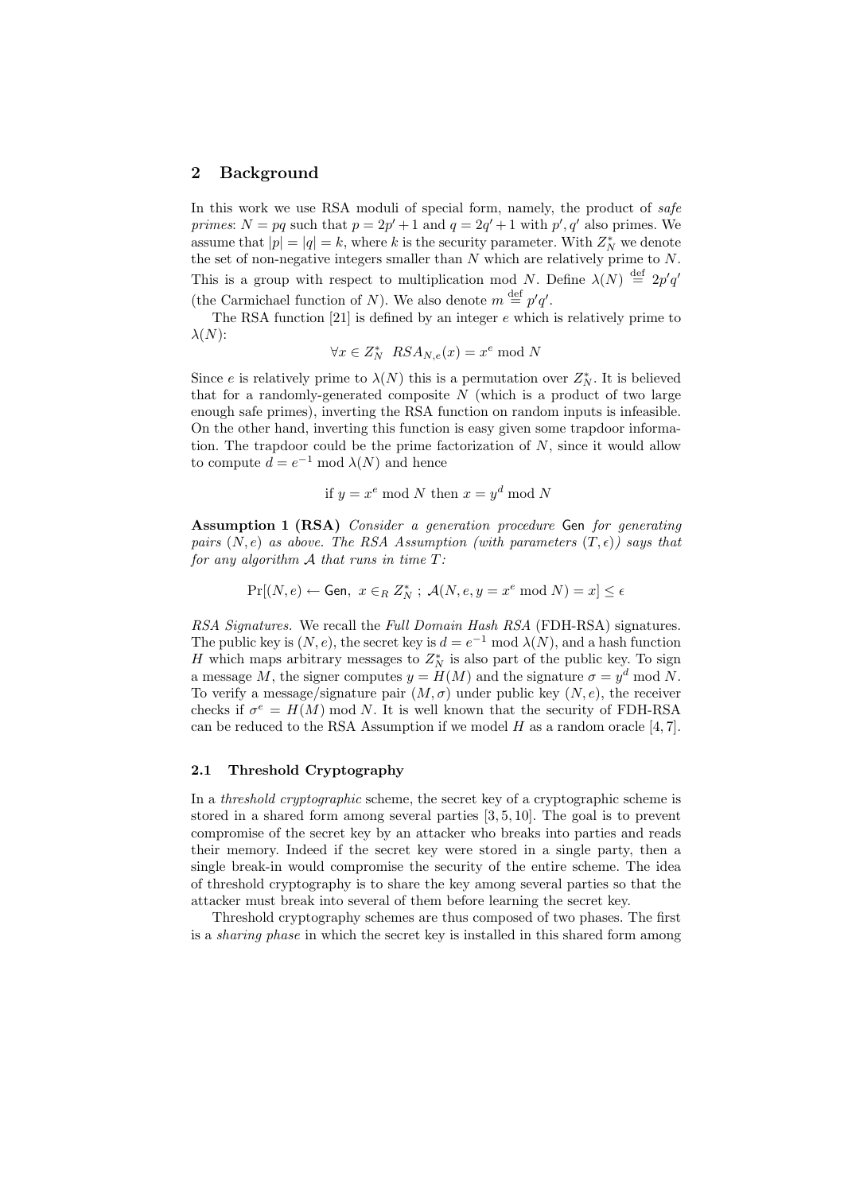## 2 Background

In this work we use RSA moduli of special form, namely, the product of *safe primes*: $N = pq$ such that $p = 2p' + 1$ and $q = 2q' + 1$ with $p', q'$ also primes. We assume that $|p| = |q| = k$, where $k$ is the security parameter. With $Z_N^*$ we denote the set of non-negative integers smaller than $N$ which are relatively prime to $N$. This is a group with respect to multiplication mod $N$. Define $\lambda(N) \stackrel{\text{def}}{=} 2p'q'$ (the Carmichael function of $N$). We also denote $m \stackrel{\text{def}}{=} p'q'$.

The RSA function [21] is defined by an integer $e$ which is relatively prime to $\lambda(N)$:

$$\forall x \in Z_N^* \;\; RSA_{N,e}(x) = x^e \bmod N$$

Since $e$ is relatively prime to $\lambda(N)$ this is a permutation over $Z_N^*$. It is believed that for a randomly-generated composite $N$ (which is a product of two large enough safe primes), inverting the RSA function on random inputs is infeasible. On the other hand, inverting this function is easy given some trapdoor information. The trapdoor could be the prime factorization of $N$, since it would allow to compute $d = e^{-1} \bmod \lambda(N)$ and hence

$$\text{if } y = x^e \bmod N \text{ then } x = y^d \bmod N$$

**Assumption 1 (RSA)** *Consider a generation procedure* Gen *for generating pairs $(N, e)$ as above. The RSA Assumption (with parameters $(T, \epsilon)$) says that for any algorithm $\mathcal{A}$ that runs in time $T$:*

$$\Pr[(N, e) \leftarrow \mathsf{Gen},\; x \in_R Z_N^* \;;\; \mathcal{A}(N, e, y = x^e \bmod N) = x] \leq \epsilon$$

*RSA Signatures.* We recall the *Full Domain Hash RSA* (FDH-RSA) signatures. The public key is $(N, e)$, the secret key is $d = e^{-1} \bmod \lambda(N)$, and a hash function $H$ which maps arbitrary messages to $Z_N^*$ is also part of the public key. To sign a message $M$, the signer computes $y = H(M)$ and the signature $\sigma = y^d \bmod N$. To verify a message/signature pair $(M, \sigma)$ under public key $(N, e)$, the receiver checks if $\sigma^e = H(M) \bmod N$. It is well known that the security of FDH-RSA can be reduced to the RSA Assumption if we model $H$ as a random oracle [4, 7].

### 2.1 Threshold Cryptography

In a *threshold cryptographic* scheme, the secret key of a cryptographic scheme is stored in a shared form among several parties [3, 5, 10]. The goal is to prevent compromise of the secret key by an attacker who breaks into parties and reads their memory. Indeed if the secret key were stored in a single party, then a single break-in would compromise the security of the entire scheme. The idea of threshold cryptography is to share the key among several parties so that the attacker must break into several of them before learning the secret key.

Threshold cryptography schemes are thus composed of two phases. The first is a *sharing phase* in which the secret key is installed in this shared form among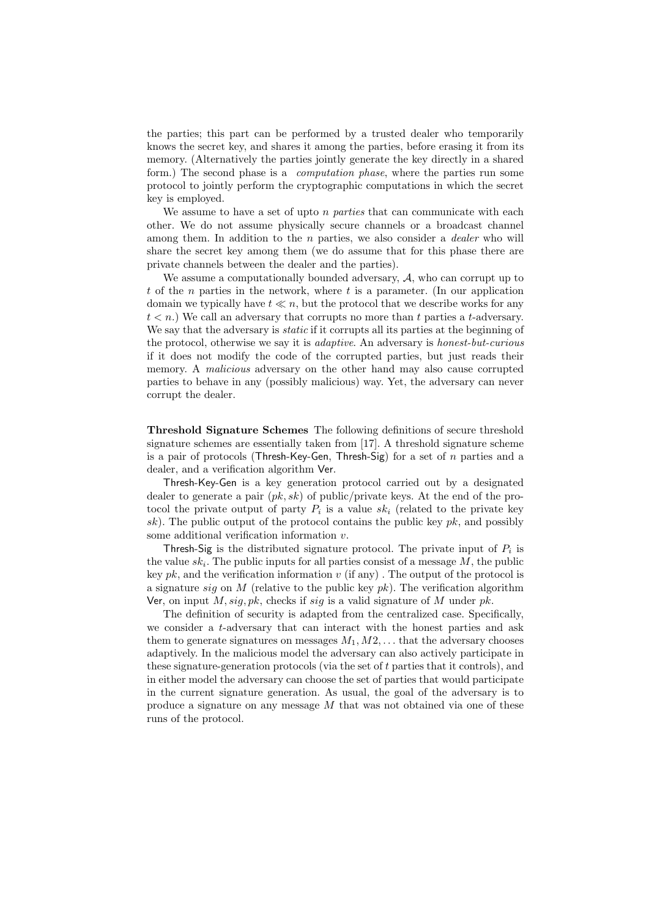the parties; this part can be performed by a trusted dealer who temporarily knows the secret key, and shares it among the parties, before erasing it from its memory. (Alternatively the parties jointly generate the key directly in a shared form.) The second phase is a *computation phase*, where the parties run some protocol to jointly perform the cryptographic computations in which the secret key is employed.

We assume to have a set of upto $n$ *parties* that can communicate with each other. We do not assume physically secure channels or a broadcast channel among them. In addition to the $n$ parties, we also consider a *dealer* who will share the secret key among them (we do assume that for this phase there are private channels between the dealer and the parties).

We assume a computationally bounded adversary, $\mathcal{A}$, who can corrupt up to $t$ of the $n$ parties in the network, where $t$ is a parameter. (In our application domain we typically have $t \ll n$, but the protocol that we describe works for any $t < n$.) We call an adversary that corrupts no more than $t$ parties a $t$-adversary. We say that the adversary is *static* if it corrupts all its parties at the beginning of the protocol, otherwise we say it is *adaptive*. An adversary is *honest-but-curious* if it does not modify the code of the corrupted parties, but just reads their memory. A *malicious* adversary on the other hand may also cause corrupted parties to behave in any (possibly malicious) way. Yet, the adversary can never corrupt the dealer.

**Threshold Signature Schemes** The following definitions of secure threshold signature schemes are essentially taken from [17]. A threshold signature scheme is a pair of protocols (Thresh-Key-Gen, Thresh-Sig) for a set of $n$ parties and a dealer, and a verification algorithm Ver.

Thresh-Key-Gen is a key generation protocol carried out by a designated dealer to generate a pair $(pk, sk)$ of public/private keys. At the end of the protocol the private output of party $P_i$ is a value $sk_i$ (related to the private key $sk$). The public output of the protocol contains the public key $pk$, and possibly some additional verification information $v$.

Thresh-Sig is the distributed signature protocol. The private input of $P_i$ is the value $sk_i$. The public inputs for all parties consist of a message $M$, the public key $pk$, and the verification information $v$ (if any) . The output of the protocol is a signature $sig$ on $M$ (relative to the public key $pk$). The verification algorithm Ver, on input $M, sig, pk$, checks if $sig$ is a valid signature of $M$ under $pk$.

The definition of security is adapted from the centralized case. Specifically, we consider a $t$-adversary that can interact with the honest parties and ask them to generate signatures on messages $M_1, M2, \ldots$ that the adversary chooses adaptively. In the malicious model the adversary can also actively participate in these signature-generation protocols (via the set of $t$ parties that it controls), and in either model the adversary can choose the set of parties that would participate in the current signature generation. As usual, the goal of the adversary is to produce a signature on any message $M$ that was not obtained via one of these runs of the protocol.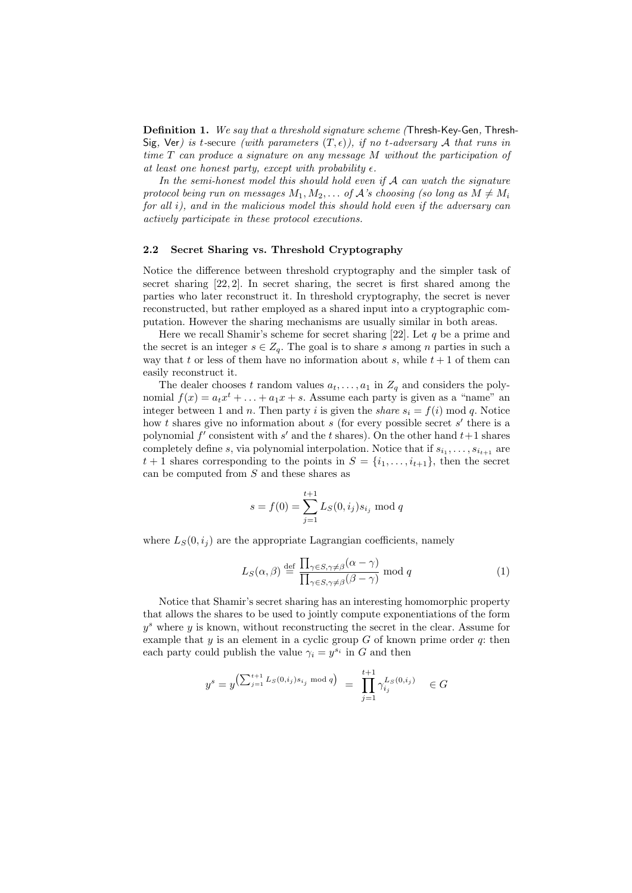**Definition 1.** *We say that a threshold signature scheme (*Thresh-Key-Gen*,* Thresh-Sig*,* Ver*) is $t$-secure (with parameters $(T, \epsilon)$), if no $t$-adversary $\mathcal{A}$ that runs in time $T$ can produce a signature on any message $M$ without the participation of at least one honest party, except with probability $\epsilon$.*

*In the semi-honest model this should hold even if $\mathcal{A}$ can watch the signature protocol being run on messages $M_1, M_2, \ldots$ of $\mathcal{A}$'s choosing (so long as $M \neq M_i$ for all $i$), and in the malicious model this should hold even if the adversary can actively participate in these protocol executions.*

### 2.2 Secret Sharing vs. Threshold Cryptography

Notice the difference between threshold cryptography and the simpler task of secret sharing [22, 2]. In secret sharing, the secret is first shared among the parties who later reconstruct it. In threshold cryptography, the secret is never reconstructed, but rather employed as a shared input into a cryptographic computation. However the sharing mechanisms are usually similar in both areas.

Here we recall Shamir's scheme for secret sharing [22]. Let $q$ be a prime and the secret is an integer $s \in Z_q$. The goal is to share $s$ among $n$ parties in such a way that $t$ or less of them have no information about $s$, while $t+1$ of them can easily reconstruct it.

The dealer chooses $t$ random values $a_t, \ldots, a_1$ in $Z_q$ and considers the polynomial $f(x) = a_t x^t + \ldots + a_1 x + s$. Assume each party is given as a "name" an integer between 1 and $n$. Then party $i$ is given the *share* $s_i = f(i) \bmod q$. Notice how $t$ shares give no information about $s$ (for every possible secret $s'$ there is a polynomial $f'$ consistent with $s'$ and the $t$ shares). On the other hand $t+1$ shares completely define $s$, via polynomial interpolation. Notice that if $s_{i_1}, \ldots, s_{i_{t+1}}$ are $t+1$ shares corresponding to the points in $S = \{i_1, \ldots, i_{t+1}\}$, then the secret can be computed from $S$ and these shares as

$$s = f(0) = \sum_{j=1}^{t+1} L_S(0, i_j) s_{i_j} \bmod q$$

where $L_S(0, i_j)$ are the appropriate Lagrangian coefficients, namely

$$L_S(\alpha, \beta) \stackrel{\text{def}}{=} \frac{\prod_{\gamma \in S, \gamma \neq \beta} (\alpha - \gamma)}{\prod_{\gamma \in S, \gamma \neq \beta} (\beta - \gamma)} \bmod q \tag{1}$$

Notice that Shamir's secret sharing has an interesting homomorphic property that allows the shares to be used to jointly compute exponentiations of the form $y^s$ where $y$ is known, without reconstructing the secret in the clear. Assume for example that $y$ is an element in a cyclic group $G$ of known prime order $q$: then each party could publish the value $\gamma_i = y^{s_i}$ in $G$ and then

$$y^s = y^{\left(\sum_{j=1}^{t+1} L_S(0, i_j) s_{i_j} \bmod q\right)} \;=\; \prod_{j=1}^{t+1} \gamma_{i_j}^{L_S(0, i_j)} \quad \in G$$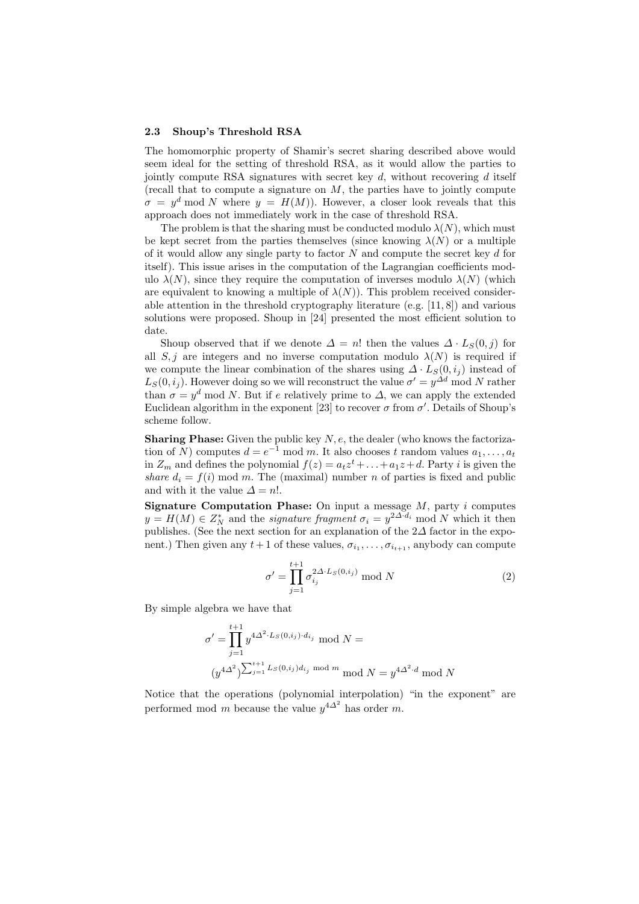### 2.3 Shoup's Threshold RSA

The homomorphic property of Shamir's secret sharing described above would seem ideal for the setting of threshold RSA, as it would allow the parties to jointly compute RSA signatures with secret key $d$, without recovering $d$ itself (recall that to compute a signature on $M$, the parties have to jointly compute $\sigma = y^d \bmod N$ where $y = H(M)$). However, a closer look reveals that this approach does not immediately work in the case of threshold RSA.

The problem is that the sharing must be conducted modulo $\lambda(N)$, which must be kept secret from the parties themselves (since knowing $\lambda(N)$ or a multiple of it would allow any single party to factor $N$ and compute the secret key $d$ for itself). This issue arises in the computation of the Lagrangian coefficients modulo $\lambda(N)$, since they require the computation of inverses modulo $\lambda(N)$ (which are equivalent to knowing a multiple of $\lambda(N)$). This problem received considerable attention in the threshold cryptography literature (e.g. [11, 8]) and various solutions were proposed. Shoup in [24] presented the most efficient solution to date.

Shoup observed that if we denote $\Delta = n!$ then the values $\Delta \cdot L_S(0, j)$ for all $S, j$ are integers and no inverse computation modulo $\lambda(N)$ is required if we compute the linear combination of the shares using $\Delta \cdot L_S(0, i_j)$ instead of $L_S(0, i_j)$. However doing so we will reconstruct the value $\sigma' = y^{\Delta d} \bmod N$ rather than $\sigma = y^d \bmod N$. But if $e$ relatively prime to $\Delta$, we can apply the extended Euclidean algorithm in the exponent [23] to recover $\sigma$ from $\sigma'$. Details of Shoup's scheme follow.

**Sharing Phase:** Given the public key $N, e$, the dealer (who knows the factorization of $N$) computes $d = e^{-1} \bmod m$. It also chooses $t$ random values $a_1, \ldots, a_t$ in $Z_m$ and defines the polynomial $f(z) = a_t z^t + \ldots + a_1 z + d$. Party $i$ is given the *share* $d_i = f(i) \bmod m$. The (maximal) number $n$ of parties is fixed and public and with it the value $\Delta = n!$.

**Signature Computation Phase:** On input a message $M$, party $i$ computes $y = H(M) \in Z_N^*$ and the *signature fragment* $\sigma_i = y^{2\Delta \cdot d_i} \bmod N$ which it then publishes. (See the next section for an explanation of the $2\Delta$ factor in the exponent.) Then given any $t+1$ of these values, $\sigma_{i_1}, \ldots, \sigma_{i_{t+1}}$, anybody can compute

$$\sigma' = \prod_{j=1}^{t+1} \sigma_{i_j}^{2\Delta \cdot L_S(0, i_j)} \bmod N \tag{2}$$

By simple algebra we have that

$$\sigma' = \prod_{j=1}^{t+1} y^{4\Delta^2 \cdot L_S(0,i_j) \cdot d_{i_j}} \bmod N =$$

$$(y^{4\Delta^2})^{\sum_{j=1}^{t+1} L_S(0,i_j) d_{i_j} \bmod m} \bmod N = y^{4\Delta^2 \cdot d} \bmod N$$

Notice that the operations (polynomial interpolation) "in the exponent" are performed mod $m$ because the value $y^{4\Delta^2}$ has order $m$.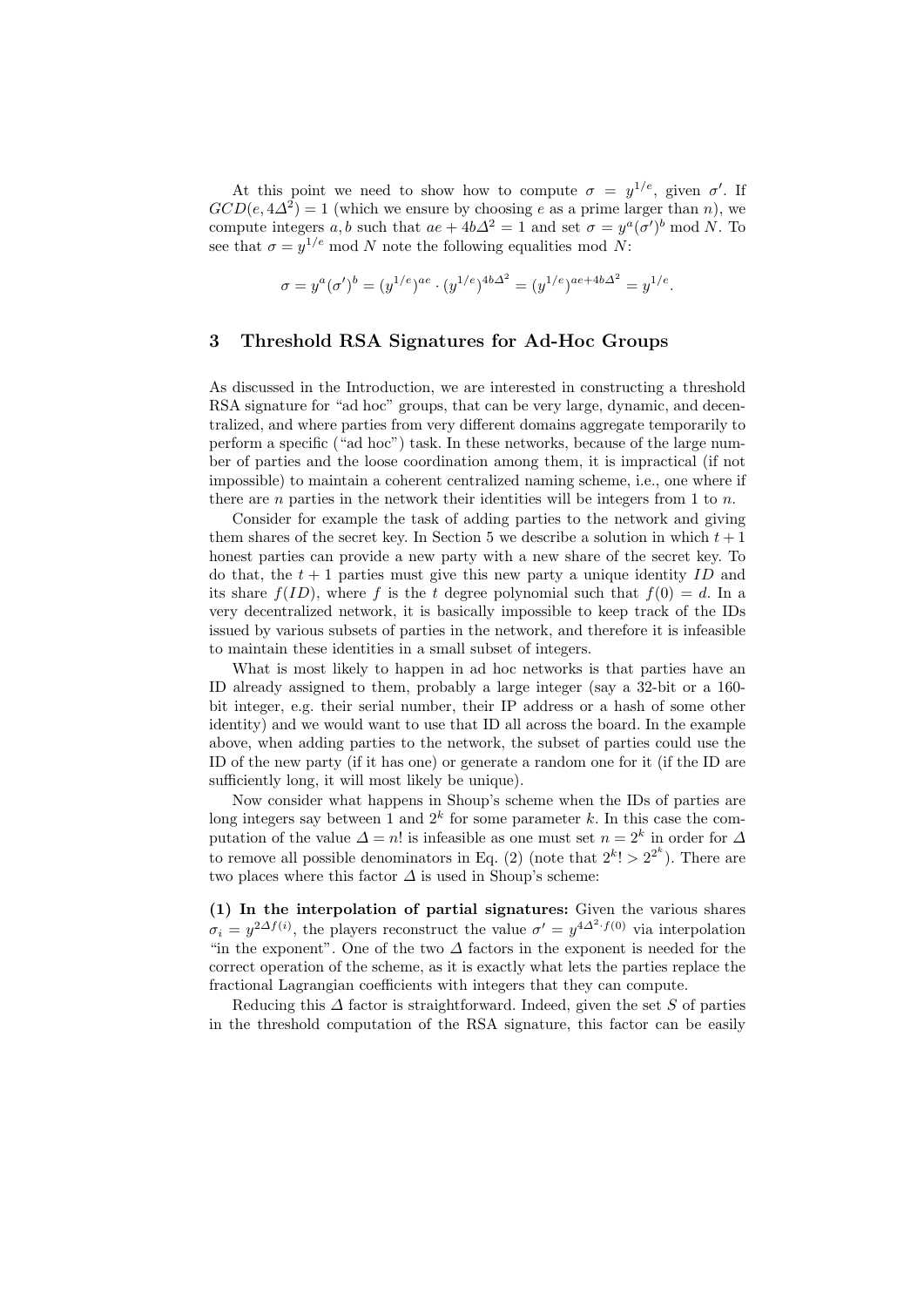At this point we need to show how to compute $\sigma = y^{1/e}$, given $\sigma'$. If $GCD(e, 4\Delta^2) = 1$ (which we ensure by choosing $e$ as a prime larger than $n$), we compute integers $a, b$ such that $ae + 4b\Delta^2 = 1$ and set $\sigma = y^a(\sigma')^b \bmod N$. To see that $\sigma = y^{1/e} \bmod N$ note the following equalities mod $N$:

$$\sigma = y^a(\sigma')^b = (y^{1/e})^{ae} \cdot (y^{1/e})^{4b\Delta^2} = (y^{1/e})^{ae+4b\Delta^2} = y^{1/e}.$$

## 3 Threshold RSA Signatures for Ad-Hoc Groups

As discussed in the Introduction, we are interested in constructing a threshold RSA signature for "ad hoc" groups, that can be very large, dynamic, and decentralized, and where parties from very different domains aggregate temporarily to perform a specific ("ad hoc") task. In these networks, because of the large number of parties and the loose coordination among them, it is impractical (if not impossible) to maintain a coherent centralized naming scheme, i.e., one where if there are $n$ parties in the network their identities will be integers from 1 to $n$.

Consider for example the task of adding parties to the network and giving them shares of the secret key. In Section 5 we describe a solution in which $t+1$ honest parties can provide a new party with a new share of the secret key. To do that, the $t+1$ parties must give this new party a unique identity $ID$ and its share $f(ID)$, where $f$ is the $t$ degree polynomial such that $f(0) = d$. In a very decentralized network, it is basically impossible to keep track of the IDs issued by various subsets of parties in the network, and therefore it is infeasible to maintain these identities in a small subset of integers.

What is most likely to happen in ad hoc networks is that parties have an ID already assigned to them, probably a large integer (say a 32-bit or a 160-bit integer, e.g. their serial number, their IP address or a hash of some other identity) and we would want to use that ID all across the board. In the example above, when adding parties to the network, the subset of parties could use the ID of the new party (if it has one) or generate a random one for it (if the ID are sufficiently long, it will most likely be unique).

Now consider what happens in Shoup's scheme when the IDs of parties are long integers say between 1 and $2^k$ for some parameter $k$. In this case the computation of the value $\Delta = n!$ is infeasible as one must set $n = 2^k$ in order for $\Delta$ to remove all possible denominators in Eq. (2) (note that $2^k! > 2^{2^k}$). There are two places where this factor $\Delta$ is used in Shoup's scheme:

**(1) In the interpolation of partial signatures:** Given the various shares $\sigma_i = y^{2\Delta f(i)}$, the players reconstruct the value $\sigma' = y^{4\Delta^2 \cdot f(0)}$ via interpolation "in the exponent". One of the two $\Delta$ factors in the exponent is needed for the correct operation of the scheme, as it is exactly what lets the parties replace the fractional Lagrangian coefficients with integers that they can compute.

Reducing this $\Delta$ factor is straightforward. Indeed, given the set $S$ of parties in the threshold computation of the RSA signature, this factor can be easily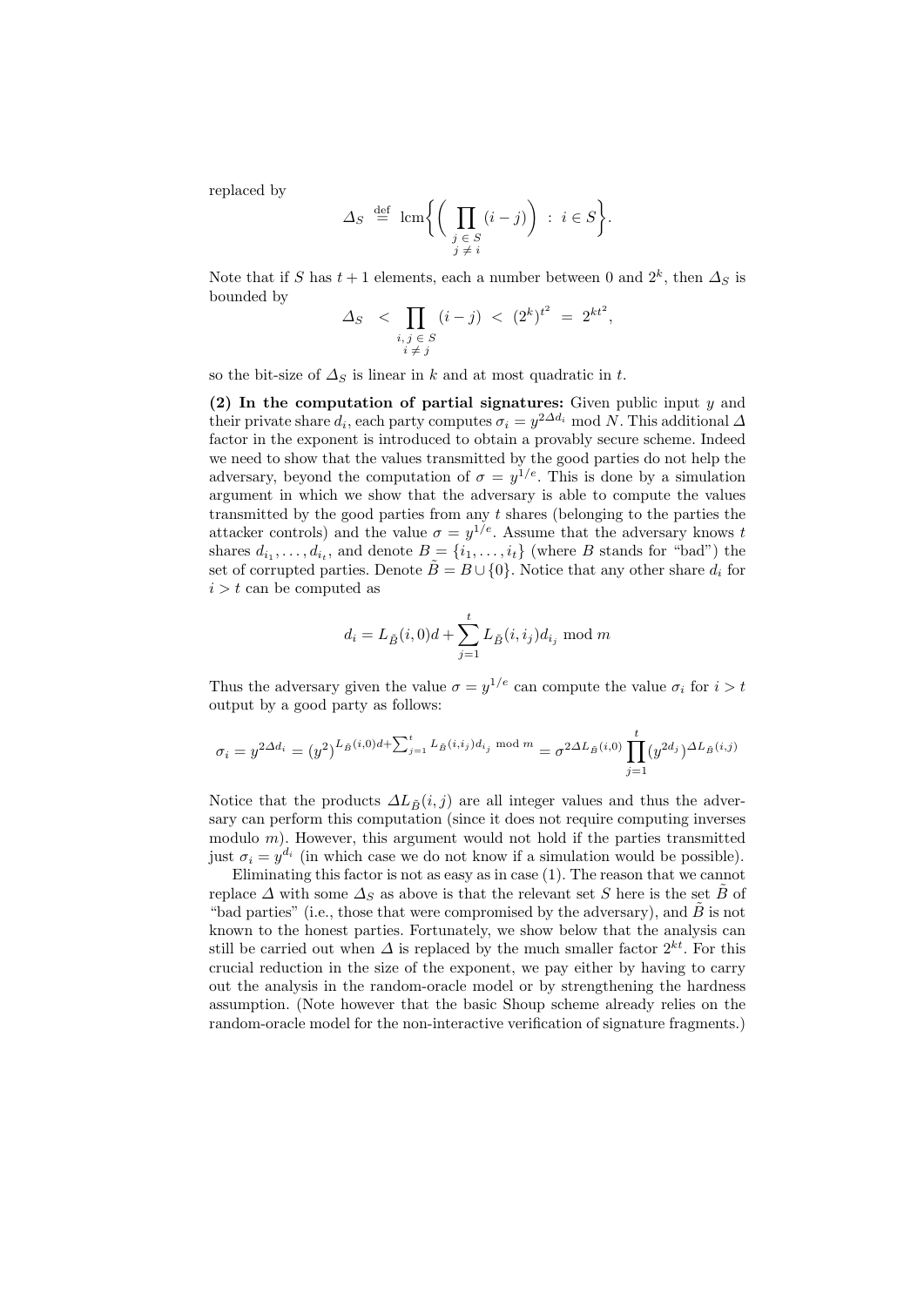replaced by

$$\Delta_S \stackrel{\text{def}}{=} \operatorname{lcm}\Big\{ \Big( \prod_{\substack{j \in S \\ j \neq i}} (i-j) \Big) \;:\; i \in S \Big\}.$$

Note that if $S$ has $t+1$ elements, each a number between 0 and $2^k$, then $\Delta_S$ is bounded by

$$\Delta_S \;<\; \prod_{\substack{i,j \in S \\ i \neq j}} (i-j) \;<\; (2^k)^{t^2} \;=\; 2^{kt^2},$$

so the bit-size of $\Delta_S$ is linear in $k$ and at most quadratic in $t$.

**(2) In the computation of partial signatures:** Given public input $y$ and their private share $d_i$, each party computes $\sigma_i = y^{2\Delta d_i} \bmod N$. This additional $\Delta$ factor in the exponent is introduced to obtain a provably secure scheme. Indeed we need to show that the values transmitted by the good parties do not help the adversary, beyond the computation of $\sigma = y^{1/e}$. This is done by a simulation argument in which we show that the adversary is able to compute the values transmitted by the good parties from any $t$ shares (belonging to the parties the attacker controls) and the value $\sigma = y^{1/e}$. Assume that the adversary knows $t$ shares $d_{i_1}, \ldots, d_{i_t}$, and denote $B = \{i_1, \ldots, i_t\}$ (where $B$ stands for "bad") the set of corrupted parties. Denote $\tilde{B} = B \cup \{0\}$. Notice that any other share $d_i$ for $i > t$ can be computed as

$$d_i = L_{\tilde{B}}(i,0)d + \sum_{j=1}^{t} L_{\tilde{B}}(i,i_j)d_{i_j} \bmod m$$

Thus the adversary given the value $\sigma = y^{1/e}$ can compute the value $\sigma_i$ for $i > t$ output by a good party as follows:

$$\sigma_i = y^{2\Delta d_i} = (y^2)^{L_{\tilde{B}}(i,0)d + \sum_{j=1}^{t} L_{\tilde{B}}(i,i_j)d_{i_j} \bmod m} = \sigma^{2\Delta L_{\tilde{B}}(i,0)} \prod_{j=1}^{t} (y^{2d_j})^{\Delta L_{\tilde{B}}(i,j)}$$

Notice that the products $\Delta L_{\tilde{B}}(i,j)$ are all integer values and thus the adversary can perform this computation (since it does not require computing inverses modulo $m$). However, this argument would not hold if the parties transmitted just $\sigma_i = y^{d_i}$ (in which case we do not know if a simulation would be possible).

Eliminating this factor is not as easy as in case (1). The reason that we cannot replace $\Delta$ with some $\Delta_S$ as above is that the relevant set $S$ here is the set $\tilde{B}$ of "bad parties" (i.e., those that were compromised by the adversary), and $\tilde{B}$ is not known to the honest parties. Fortunately, we show below that the analysis can still be carried out when $\Delta$ is replaced by the much smaller factor $2^{kt}$. For this crucial reduction in the size of the exponent, we pay either by having to carry out the analysis in the random-oracle model or by strengthening the hardness assumption. (Note however that the basic Shoup scheme already relies on the random-oracle model for the non-interactive verification of signature fragments.)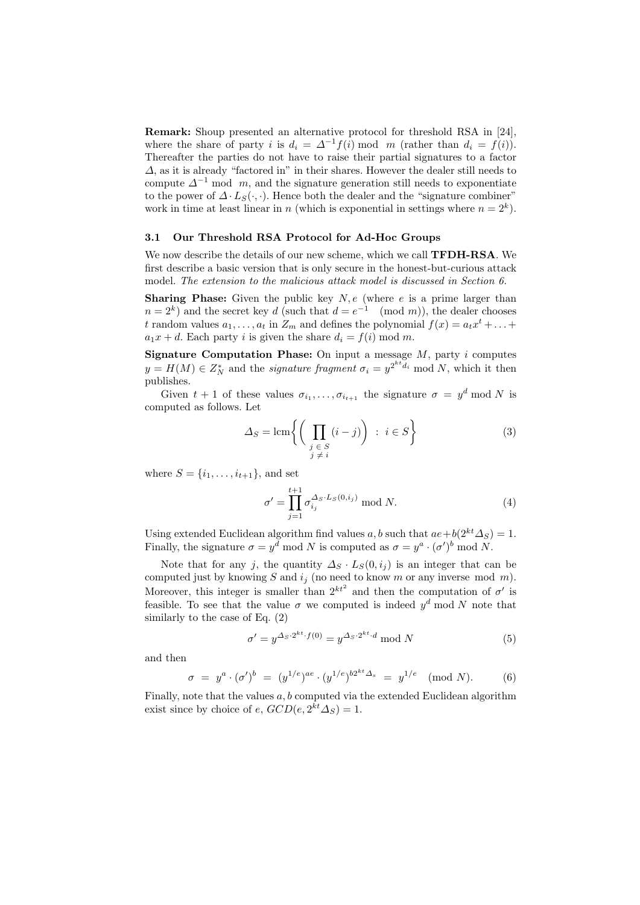**Remark:** Shoup presented an alternative protocol for threshold RSA in [24], where the share of party $i$ is $d_i = \Delta^{-1} f(i) \bmod m$ (rather than $d_i = f(i)$). Thereafter the parties do not have to raise their partial signatures to a factor $\Delta$, as it is already "factored in" in their shares. However the dealer still needs to compute $\Delta^{-1} \bmod m$, and the signature generation still needs to exponentiate to the power of $\Delta \cdot L_S(\cdot, \cdot)$. Hence both the dealer and the "signature combiner" work in time at least linear in $n$ (which is exponential in settings where $n = 2^k$).

### 3.1 Our Threshold RSA Protocol for Ad-Hoc Groups

We now describe the details of our new scheme, which we call **TFDH-RSA**. We first describe a basic version that is only secure in the honest-but-curious attack model. *The extension to the malicious attack model is discussed in Section 6.*

**Sharing Phase:** Given the public key $N, e$ (where $e$ is a prime larger than $n = 2^k$) and the secret key $d$ (such that $d = e^{-1} \pmod{m}$), the dealer chooses $t$ random values $a_1, \ldots, a_t$ in $Z_m$ and defines the polynomial $f(x) = a_t x^t + \ldots + a_1 x + d$. Each party $i$ is given the share $d_i = f(i) \bmod m$.

**Signature Computation Phase:** On input a message $M$, party $i$ computes $y = H(M) \in Z_N^*$ and the *signature fragment* $\sigma_i = y^{2^{kt} d_i} \bmod N$, which it then publishes.

Given $t+1$ of these values $\sigma_{i_1}, \ldots, \sigma_{i_{t+1}}$ the signature $\sigma = y^d \bmod N$ is computed as follows. Let

$$\Delta_S = \operatorname{lcm}\left\{ \left( \prod_{\substack{j \in S \\ j \neq i}} (i - j) \right) \; : \; i \in S \right\} \tag{3}$$

where $S = \{i_1, \ldots, i_{t+1}\}$, and set

$$\sigma' = \prod_{j=1}^{t+1} \sigma_{i_j}^{\Delta_S \cdot L_S(0, i_j)} \bmod N. \tag{4}$$

Using extended Euclidean algorithm find values $a, b$ such that $ae + b(2^{kt}\Delta_S) = 1$. Finally, the signature $\sigma = y^d \bmod N$ is computed as $\sigma = y^a \cdot (\sigma')^b \bmod N$.

Note that for any $j$, the quantity $\Delta_S \cdot L_S(0, i_j)$ is an integer that can be computed just by knowing $S$ and $i_j$ (no need to know $m$ or any inverse $\bmod m$). Moreover, this integer is smaller than $2^{kt^2}$ and then the computation of $\sigma'$ is feasible. To see that the value $\sigma$ we computed is indeed $y^d \bmod N$ note that similarly to the case of Eq. (2)

$$\sigma' = y^{\Delta_S \cdot 2^{kt} \cdot f(0)} = y^{\Delta_S \cdot 2^{kt} \cdot d} \bmod N \tag{5}$$

and then

$$\sigma \;=\; y^a \cdot (\sigma')^b \;=\; (y^{1/e})^{ae} \cdot (y^{1/e})^{b 2^{kt} \Delta_s} \;=\; y^{1/e} \pmod{N}. \tag{6}$$

Finally, note that the values $a, b$ computed via the extended Euclidean algorithm exist since by choice of $e$, $GCD(e, 2^{kt}\Delta_S) = 1$.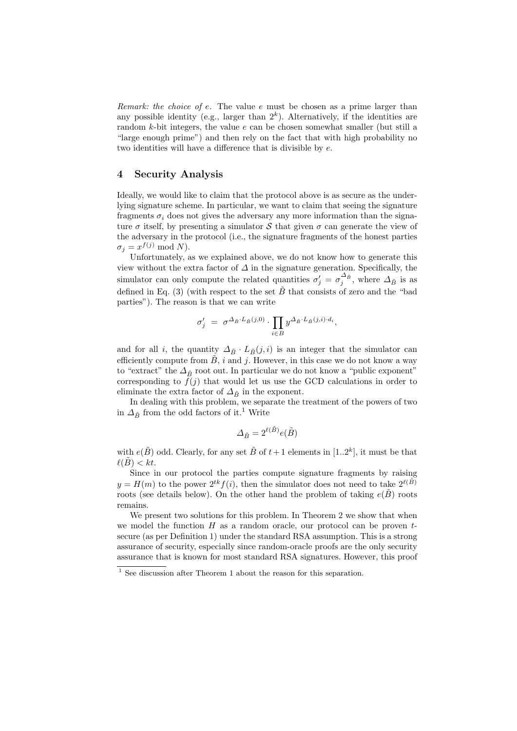*Remark: the choice of e.* The value $e$ must be chosen as a prime larger than any possible identity (e.g., larger than $2^k$). Alternatively, if the identities are random $k$-bit integers, the value $e$ can be chosen somewhat smaller (but still a "large enough prime") and then rely on the fact that with high probability no two identities will have a difference that is divisible by $e$.

## 4 Security Analysis

Ideally, we would like to claim that the protocol above is as secure as the underlying signature scheme. In particular, we want to claim that seeing the signature fragments $\sigma_i$ does not gives the adversary any more information than the signature $\sigma$ itself, by presenting a simulator $\mathcal{S}$ that given $\sigma$ can generate the view of the adversary in the protocol (i.e., the signature fragments of the honest parties $\sigma_j = x^{f(j)} \bmod N$).

Unfortunately, as we explained above, we do not know how to generate this view without the extra factor of $\Delta$ in the signature generation. Specifically, the simulator can only compute the related quantities $\sigma'_j = \sigma_j^{\Delta_{\tilde{B}}}$, where $\Delta_{\tilde{B}}$ is as defined in Eq. (3) (with respect to the set $\tilde{B}$ that consists of zero and the "bad parties"). The reason is that we can write

$$\sigma'_j \;=\; \sigma^{\Delta_{\tilde{B}} \cdot L_{\tilde{B}}(j,0)} \cdot \prod_{i \in B} y^{\Delta_{\tilde{B}} \cdot L_{\tilde{B}}(j,i) \cdot d_i},$$

and for all $i$, the quantity $\Delta_{\tilde{B}} \cdot L_{\tilde{B}}(j,i)$ is an integer that the simulator can efficiently compute from $\tilde{B}$, $i$ and $j$. However, in this case we do not know a way to "extract" the $\Delta_{\tilde{B}}$ root out. In particular we do not know a "public exponent" corresponding to $f(j)$ that would let us use the GCD calculations in order to eliminate the extra factor of $\Delta_{\tilde{B}}$ in the exponent.

In dealing with this problem, we separate the treatment of the powers of two in $\Delta_{\tilde{B}}$ from the odd factors of it.[1] Write

$$\Delta_{\tilde{B}} = 2^{\ell(\tilde{B})} e(\tilde{B})$$

with $e(\tilde{B})$ odd. Clearly, for any set $\tilde{B}$ of $t+1$ elements in $[1..2^k]$, it must be that $\ell(\tilde{B}) < kt$.

Since in our protocol the parties compute signature fragments by raising $y = H(m)$ to the power $2^{tk} f(i)$, then the simulator does not need to take $2^{\ell(\tilde{B})}$ roots (see details below). On the other hand the problem of taking $e(\tilde{B})$ roots remains.

We present two solutions for this problem. In Theorem 2 we show that when we model the function $H$ as a random oracle, our protocol can be proven $t$-secure (as per Definition 1) under the standard RSA assumption. This is a strong assurance of security, especially since random-oracle proofs are the only security assurance that is known for most standard RSA signatures. However, this proof

[1] See discussion after Theorem 1 about the reason for this separation.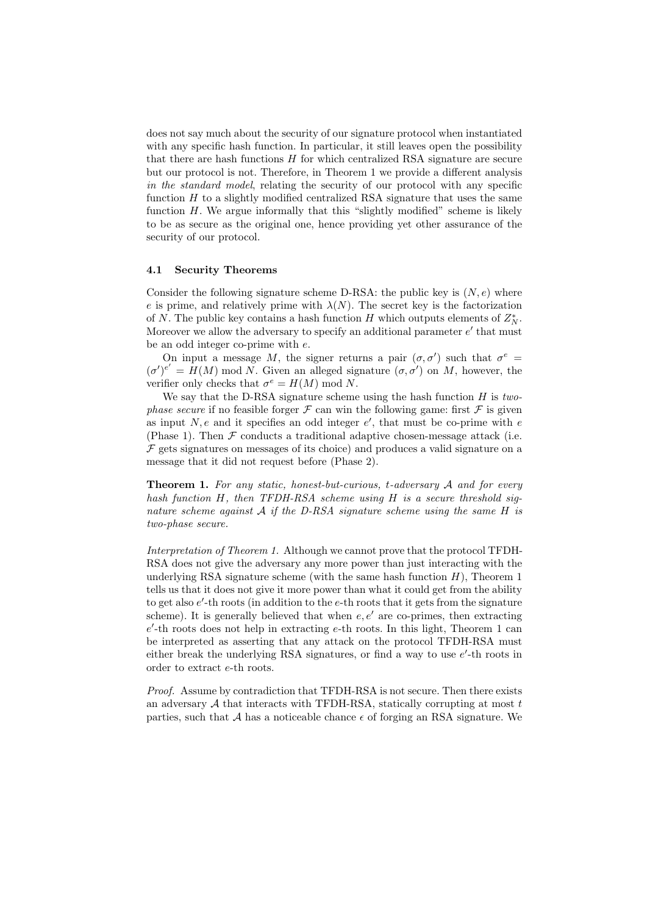does not say much about the security of our signature protocol when instantiated with any specific hash function. In particular, it still leaves open the possibility that there are hash functions $H$ for which centralized RSA signature are secure but our protocol is not. Therefore, in Theorem 1 we provide a different analysis *in the standard model*, relating the security of our protocol with any specific function $H$ to a slightly modified centralized RSA signature that uses the same function $H$. We argue informally that this "slightly modified" scheme is likely to be as secure as the original one, hence providing yet other assurance of the security of our protocol.

### 4.1 Security Theorems

Consider the following signature scheme D-RSA: the public key is $(N, e)$ where $e$ is prime, and relatively prime with $\lambda(N)$. The secret key is the factorization of $N$. The public key contains a hash function $H$ which outputs elements of $Z_N^*$. Moreover we allow the adversary to specify an additional parameter $e'$ that must be an odd integer co-prime with $e$.

On input a message $M$, the signer returns a pair $(\sigma, \sigma')$ such that $\sigma^e = (\sigma')^{e'} = H(M) \bmod N$. Given an alleged signature $(\sigma, \sigma')$ on $M$, however, the verifier only checks that $\sigma^e = H(M) \bmod N$.

We say that the D-RSA signature scheme using the hash function $H$ is *two-phase secure* if no feasible forger $\mathcal{F}$ can win the following game: first $\mathcal{F}$ is given as input $N, e$ and it specifies an odd integer $e'$, that must be co-prime with $e$ (Phase 1). Then $\mathcal{F}$ conducts a traditional adaptive chosen-message attack (i.e. $\mathcal{F}$ gets signatures on messages of its choice) and produces a valid signature on a message that it did not request before (Phase 2).

**Theorem 1.** *For any static, honest-but-curious, $t$-adversary $\mathcal{A}$ and for every hash function $H$, then TFDH-RSA scheme using $H$ is a secure threshold signature scheme against $\mathcal{A}$ if the D-RSA signature scheme using the same $H$ is two-phase secure.*

*Interpretation of Theorem 1.* Although we cannot prove that the protocol TFDH-RSA does not give the adversary any more power than just interacting with the underlying RSA signature scheme (with the same hash function $H$), Theorem 1 tells us that it does not give it more power than what it could get from the ability to get also $e'$-th roots (in addition to the $e$-th roots that it gets from the signature scheme). It is generally believed that when $e, e'$ are co-primes, then extracting $e'$-th roots does not help in extracting $e$-th roots. In this light, Theorem 1 can be interpreted as asserting that any attack on the protocol TFDH-RSA must either break the underlying RSA signatures, or find a way to use $e'$-th roots in order to extract $e$-th roots.

*Proof.* Assume by contradiction that TFDH-RSA is not secure. Then there exists an adversary $\mathcal{A}$ that interacts with TFDH-RSA, statically corrupting at most $t$ parties, such that $\mathcal{A}$ has a noticeable chance $\epsilon$ of forging an RSA signature. We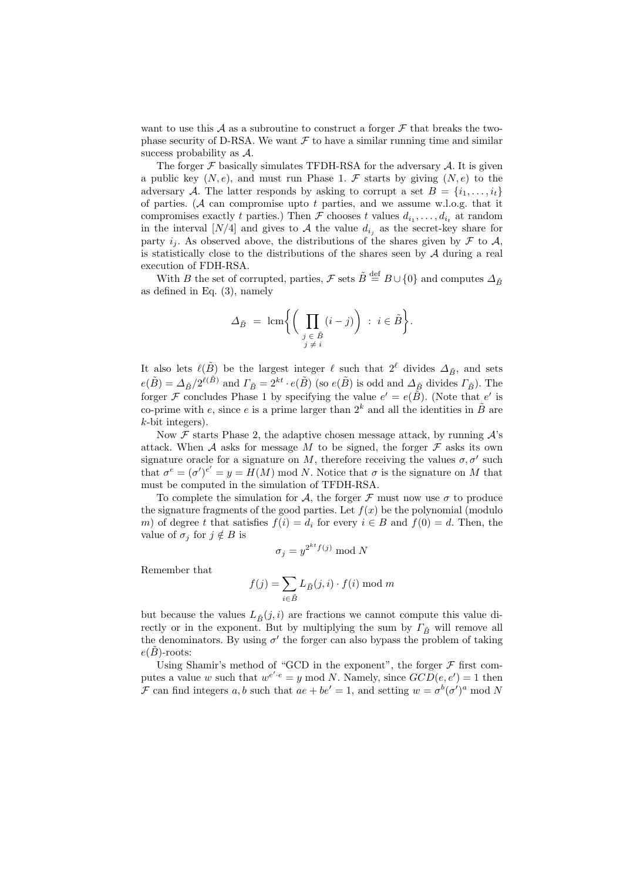want to use this $\mathcal{A}$ as a subroutine to construct a forger $\mathcal{F}$ that breaks the two-phase security of D-RSA. We want $\mathcal{F}$ to have a similar running time and similar success probability as $\mathcal{A}$.

The forger $\mathcal{F}$ basically simulates TFDH-RSA for the adversary $\mathcal{A}$. It is given a public key $(N, e)$, and must run Phase 1. $\mathcal{F}$ starts by giving $(N, e)$ to the adversary $\mathcal{A}$. The latter responds by asking to corrupt a set $B = \{i_1, \ldots, i_t\}$ of parties. ($\mathcal{A}$ can compromise upto $t$ parties, and we assume w.l.o.g. that it compromises exactly $t$ parties.) Then $\mathcal{F}$ chooses $t$ values $d_{i_1}, \ldots, d_{i_t}$ at random in the interval $[N/4]$ and gives to $\mathcal{A}$ the value $d_{i_j}$ as the secret-key share for party $i_j$. As observed above, the distributions of the shares given by $\mathcal{F}$ to $\mathcal{A}$, is statistically close to the distributions of the shares seen by $\mathcal{A}$ during a real execution of FDH-RSA.

With $B$ the set of corrupted, parties, $\mathcal{F}$ sets $\tilde{B} \stackrel{\text{def}}{=} B \cup \{0\}$ and computes $\Delta_{\tilde{B}}$ as defined in Eq. (3), namely

$$\Delta_{\tilde{B}} \;=\; \operatorname{lcm}\left\{ \left( \prod_{\substack{j \,\in\, \tilde{B} \\ j \,\neq\, i}} (i-j) \right) \;:\; i \in \tilde{B} \right\}.$$

It also lets $\ell(\tilde{B})$ be the largest integer $\ell$ such that $2^\ell$ divides $\Delta_{\tilde{B}}$, and sets $e(\tilde{B}) = \Delta_{\tilde{B}}/2^{\ell(\tilde{B})}$ and $\Gamma_{\tilde{B}} = 2^{kt} \cdot e(\tilde{B})$ (so $e(\tilde{B})$ is odd and $\Delta_{\tilde{B}}$ divides $\Gamma_{\tilde{B}}$). The forger $\mathcal{F}$ concludes Phase 1 by specifying the value $e' = e(\tilde{B})$. (Note that $e'$ is co-prime with $e$, since $e$ is a prime larger than $2^k$ and all the identities in $\tilde{B}$ are $k$-bit integers).

Now $\mathcal{F}$ starts Phase 2, the adaptive chosen message attack, by running $\mathcal{A}$'s attack. When $\mathcal{A}$ asks for message $M$ to be signed, the forger $\mathcal{F}$ asks its own signature oracle for a signature on $M$, therefore receiving the values $\sigma, \sigma'$ such that $\sigma^e = (\sigma')^{e'} = y = H(M) \bmod N$. Notice that $\sigma$ is the signature on $M$ that must be computed in the simulation of TFDH-RSA.

To complete the simulation for $\mathcal{A}$, the forger $\mathcal{F}$ must now use $\sigma$ to produce the signature fragments of the good parties. Let $f(x)$ be the polynomial (modulo $m$) of degree $t$ that satisfies $f(i) = d_i$ for every $i \in B$ and $f(0) = d$. Then, the value of $\sigma_j$ for $j \notin B$ is

$$\sigma_j = y^{2^{kt} f(j)} \bmod N$$

Remember that

$$f(j) = \sum_{i \in \tilde{B}} L_{\tilde{B}}(j, i) \cdot f(i) \bmod m$$

but because the values $L_{\tilde{B}}(j, i)$ are fractions we cannot compute this value directly or in the exponent. But by multiplying the sum by $\Gamma_{\tilde{B}}$ will remove all the denominators. By using $\sigma'$ the forger can also bypass the problem of taking $e(\tilde{B})$-roots:

Using Shamir's method of "GCD in the exponent", the forger $\mathcal{F}$ first computes a value $w$ such that $w^{e' \cdot e} = y \bmod N$. Namely, since $GCD(e, e') = 1$ then $\mathcal{F}$ can find integers $a, b$ such that $ae + be' = 1$, and setting $w = \sigma^b (\sigma')^a \bmod N$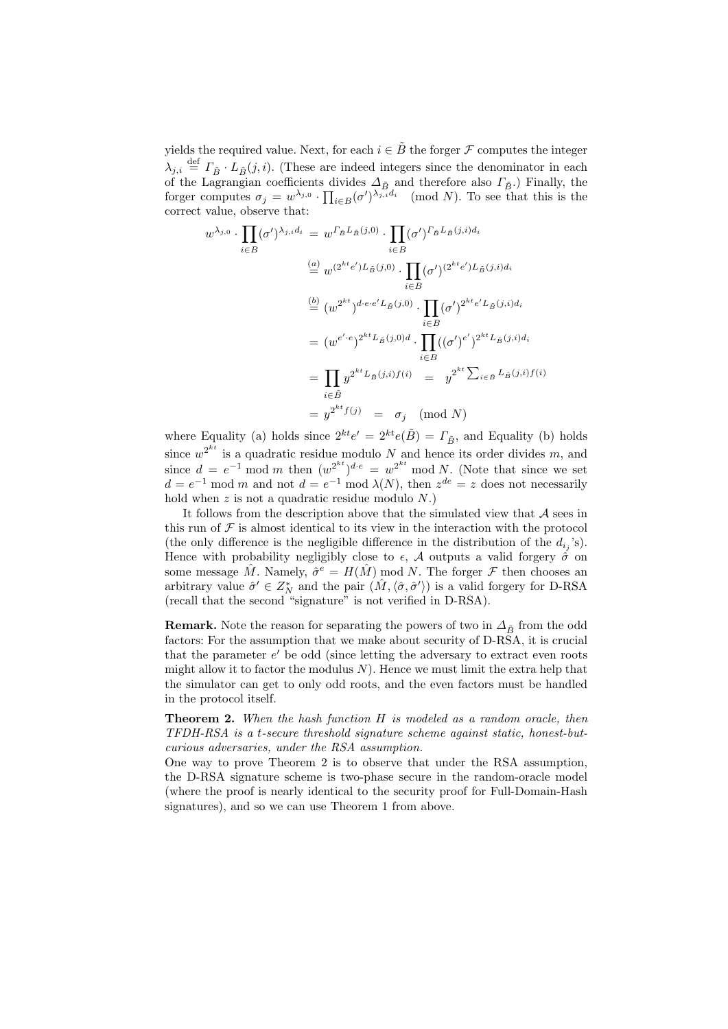yields the required value. Next, for each $i \in \tilde{B}$ the forger $\mathcal{F}$ computes the integer $\lambda_{j,i} \stackrel{\text{def}}{=} \Gamma_{\tilde{B}} \cdot L_{\tilde{B}}(j,i)$. (These are indeed integers since the denominator in each of the Lagrangian coefficients divides $\Delta_{\tilde{B}}$ and therefore also $\Gamma_{\tilde{B}}$.) Finally, the forger computes $\sigma_j = w^{\lambda_{j,0}} \cdot \prod_{i \in B} (\sigma')^{\lambda_{j,i} d_i} \pmod N$. To see that this is the correct value, observe that:

$$
\begin{aligned}
w^{\lambda_{j,0}} \cdot \prod_{i \in B} (\sigma')^{\lambda_{j,i} d_i} &= w^{\Gamma_{\tilde{B}} L_{\tilde{B}}(j,0)} \cdot \prod_{i \in B} (\sigma')^{\Gamma_{\tilde{B}} L_{\tilde{B}}(j,i) d_i} \\
&\stackrel{(a)}{=} w^{(2^{kt} e') L_{\tilde{B}}(j,0)} \cdot \prod_{i \in B} (\sigma')^{(2^{kt} e') L_{\tilde{B}}(j,i) d_i} \\
&\stackrel{(b)}{=} (w^{2^{kt}})^{d \cdot e \cdot e' L_{\tilde{B}}(j,0)} \cdot \prod_{i \in B} (\sigma')^{2^{kt} e' L_{\tilde{B}}(j,i) d_i} \\
&= (w^{e' \cdot e})^{2^{kt} L_{\tilde{B}}(j,0) d} \cdot \prod_{i \in B} ((\sigma')^{e'})^{2^{kt} L_{\tilde{B}}(j,i) d_i} \\
&= \prod_{i \in \tilde{B}} y^{2^{kt} L_{\tilde{B}}(j,i) f(i)} \;\; = \;\; y^{2^{kt} \sum_{i \in \tilde{B}} L_{\tilde{B}}(j,i) f(i)} \\
&= y^{2^{kt} f(j)} \;\; = \;\; \sigma_j \pmod N
\end{aligned}
$$

where Equality (a) holds since $2^{kt} e' = 2^{kt} e(\tilde{B}) = \Gamma_{\tilde{B}}$, and Equality (b) holds since $w^{2^{kt}}$ is a quadratic residue modulo $N$ and hence its order divides $m$, and since $d = e^{-1} \bmod m$ then $(w^{2^{kt}})^{d \cdot e} = w^{2^{kt}} \bmod N$. (Note that since we set $d = e^{-1} \bmod m$ and not $d = e^{-1} \bmod \lambda(N)$, then $z^{de} = z$ does not necessarily hold when $z$ is not a quadratic residue modulo $N$.)

It follows from the description above that the simulated view that $\mathcal{A}$ sees in this run of $\mathcal{F}$ is almost identical to its view in the interaction with the protocol (the only difference is the negligible difference in the distribution of the $d_{i_j}$'s). Hence with probability negligibly close to $\epsilon$, $\mathcal{A}$ outputs a valid forgery $\hat{\sigma}$ on some message $\hat{M}$. Namely, $\hat{\sigma}^e = H(\hat{M}) \bmod N$. The forger $\mathcal{F}$ then chooses an arbitrary value $\hat{\sigma}' \in Z_N^*$ and the pair $(\hat{M}, \langle \hat{\sigma}, \hat{\sigma}' \rangle)$ is a valid forgery for D-RSA (recall that the second "signature" is not verified in D-RSA).

**Remark.** Note the reason for separating the powers of two in $\Delta_{\tilde{B}}$ from the odd factors: For the assumption that we make about security of D-RSA, it is crucial that the parameter $e'$ be odd (since letting the adversary to extract even roots might allow it to factor the modulus $N$). Hence we must limit the extra help that the simulator can get to only odd roots, and the even factors must be handled in the protocol itself.

**Theorem 2.** *When the hash function $H$ is modeled as a random oracle, then TFDH-RSA is a $t$-secure threshold signature scheme against static, honest-but-curious adversaries, under the RSA assumption.*

One way to prove Theorem 2 is to observe that under the RSA assumption, the D-RSA signature scheme is two-phase secure in the random-oracle model (where the proof is nearly identical to the security proof for Full-Domain-Hash signatures), and so we can use Theorem 1 from above.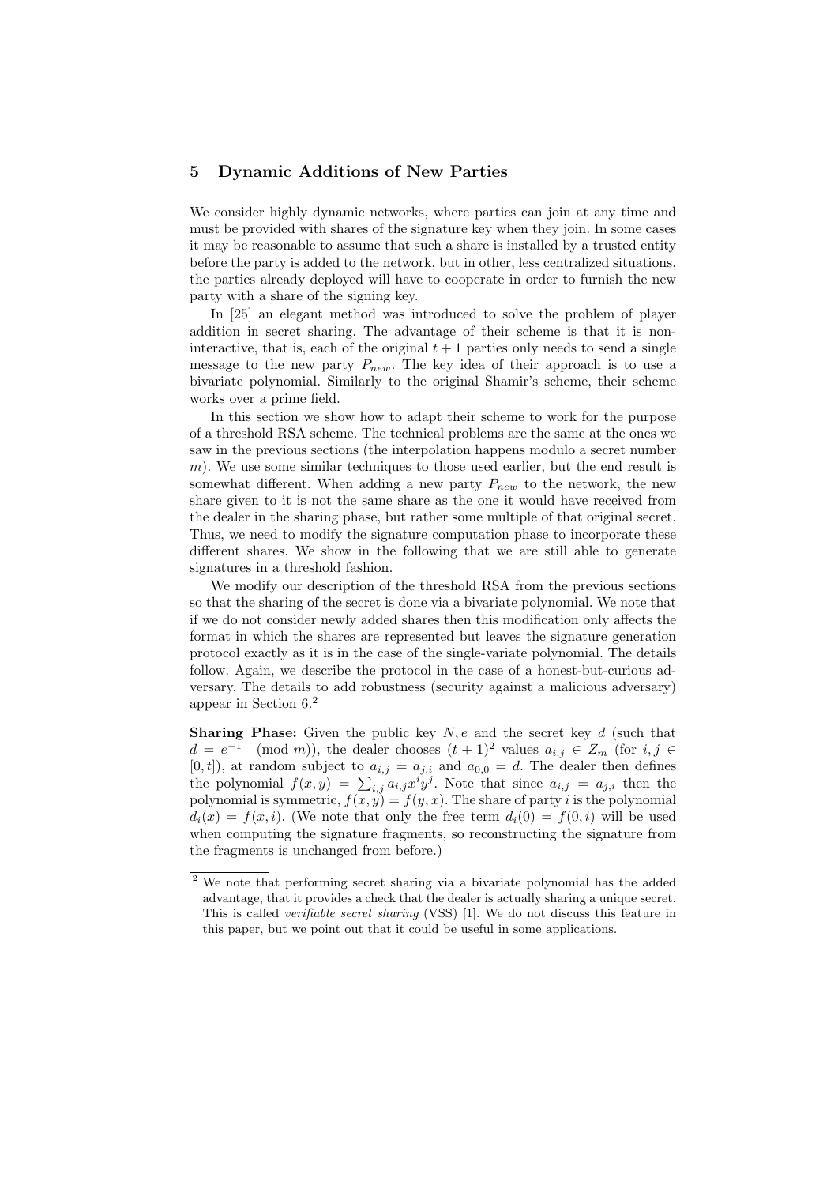## 5 Dynamic Additions of New Parties

We consider highly dynamic networks, where parties can join at any time and must be provided with shares of the signature key when they join. In some cases it may be reasonable to assume that such a share is installed by a trusted entity before the party is added to the network, but in other, less centralized situations, the parties already deployed will have to cooperate in order to furnish the new party with a share of the signing key.

In [25] an elegant method was introduced to solve the problem of player addition in secret sharing. The advantage of their scheme is that it is non-interactive, that is, each of the original $t+1$ parties only needs to send a single message to the new party $P_{new}$. The key idea of their approach is to use a bivariate polynomial. Similarly to the original Shamir's scheme, their scheme works over a prime field.

In this section we show how to adapt their scheme to work for the purpose of a threshold RSA scheme. The technical problems are the same at the ones we saw in the previous sections (the interpolation happens modulo a secret number $m$). We use some similar techniques to those used earlier, but the end result is somewhat different. When adding a new party $P_{new}$ to the network, the new share given to it is not the same share as the one it would have received from the dealer in the sharing phase, but rather some multiple of that original secret. Thus, we need to modify the signature computation phase to incorporate these different shares. We show in the following that we are still able to generate signatures in a threshold fashion.

We modify our description of the threshold RSA from the previous sections so that the sharing of the secret is done via a bivariate polynomial. We note that if we do not consider newly added shares then this modification only affects the format in which the shares are represented but leaves the signature generation protocol exactly as it is in the case of the single-variate polynomial. The details follow. Again, we describe the protocol in the case of a honest-but-curious adversary. The details to add robustness (security against a malicious adversary) appear in Section 6.[2]

**Sharing Phase:** Given the public key $N, e$ and the secret key $d$ (such that $d = e^{-1} \pmod{m}$), the dealer chooses $(t+1)^2$ values $a_{i,j} \in Z_m$ (for $i, j \in [0, t]$), at random subject to $a_{i,j} = a_{j,i}$ and $a_{0,0} = d$. The dealer then defines the polynomial $f(x, y) = \sum_{i,j} a_{i,j} x^i y^j$. Note that since $a_{i,j} = a_{j,i}$ then the polynomial is symmetric, $f(x, y) = f(y, x)$. The share of party $i$ is the polynomial $d_i(x) = f(x, i)$. (We note that only the free term $d_i(0) = f(0, i)$ will be used when computing the signature fragments, so reconstructing the signature from the fragments is unchanged from before.)

[2] We note that performing secret sharing via a bivariate polynomial has the added advantage, that it provides a check that the dealer is actually sharing a unique secret. This is called *verifiable secret sharing* (VSS) [1]. We do not discuss this feature in this paper, but we point out that it could be useful in some applications.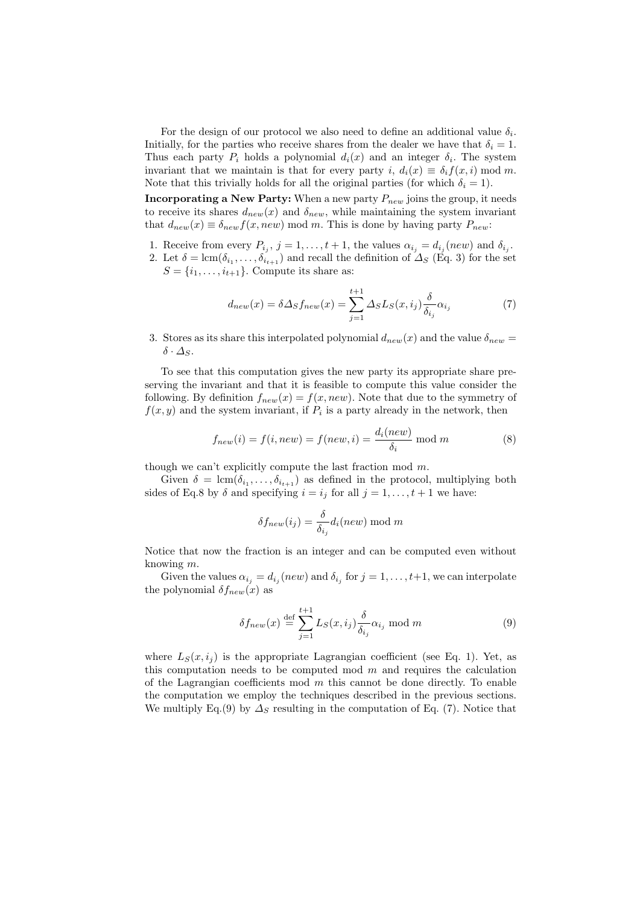For the design of our protocol we also need to define an additional value $\delta_i$. Initially, for the parties who receive shares from the dealer we have that $\delta_i = 1$. Thus each party $P_i$ holds a polynomial $d_i(x)$ and an integer $\delta_i$. The system invariant that we maintain is that for every party $i$, $d_i(x) \equiv \delta_i f(x,i) \bmod m$. Note that this trivially holds for all the original parties (for which $\delta_i = 1$).

**Incorporating a New Party:** When a new party $P_{new}$ joins the group, it needs to receive its shares $d_{new}(x)$ and $\delta_{new}$, while maintaining the system invariant that $d_{new}(x) \equiv \delta_{new} f(x, new) \bmod m$. This is done by having party $P_{new}$:

1. Receive from every $P_{i_j}$, $j = 1, \ldots, t+1$, the values $\alpha_{i_j} = d_{i_j}(new)$ and $\delta_{i_j}$.
2. Let $\delta = \mathrm{lcm}(\delta_{i_1}, \ldots, \delta_{i_{t+1}})$ and recall the definition of $\Delta_S$ (Eq. 3) for the set $S = \{i_1, \ldots, i_{t+1}\}$. Compute its share as:

$$d_{new}(x) = \delta \Delta_S f_{new}(x) = \sum_{j=1}^{t+1} \Delta_S L_S(x, i_j) \frac{\delta}{\delta_{i_j}} \alpha_{i_j} \tag{7}$$

3. Stores as its share this interpolated polynomial $d_{new}(x)$ and the value $\delta_{new} = \delta \cdot \Delta_S$.

To see that this computation gives the new party its appropriate share preserving the invariant and that it is feasible to compute this value consider the following. By definition $f_{new}(x) = f(x, new)$. Note that due to the symmetry of $f(x,y)$ and the system invariant, if $P_i$ is a party already in the network, then

$$f_{new}(i) = f(i, new) = f(new, i) = \frac{d_i(new)}{\delta_i} \bmod m \tag{8}$$

though we can't explicitly compute the last fraction mod $m$.

Given $\delta = \mathrm{lcm}(\delta_{i_1}, \ldots, \delta_{i_{t+1}})$ as defined in the protocol, multiplying both sides of Eq.8 by $\delta$ and specifying $i = i_j$ for all $j = 1, \ldots, t+1$ we have:

$$\delta f_{new}(i_j) = \frac{\delta}{\delta_{i_j}} d_i(new) \bmod m$$

Notice that now the fraction is an integer and can be computed even without knowing $m$.

Given the values $\alpha_{i_j} = d_{i_j}(new)$ and $\delta_{i_j}$ for $j = 1, \ldots, t+1$, we can interpolate the polynomial $\delta f_{new}(x)$ as

$$\delta f_{new}(x) \stackrel{\text{def}}{=} \sum_{j=1}^{t+1} L_S(x, i_j) \frac{\delta}{\delta_{i_j}} \alpha_{i_j} \bmod m \tag{9}$$

where $L_S(x, i_j)$ is the appropriate Lagrangian coefficient (see Eq. 1). Yet, as this computation needs to be computed mod $m$ and requires the calculation of the Lagrangian coefficients mod $m$ this cannot be done directly. To enable the computation we employ the techniques described in the previous sections. We multiply Eq.(9) by $\Delta_S$ resulting in the computation of Eq. (7). Notice that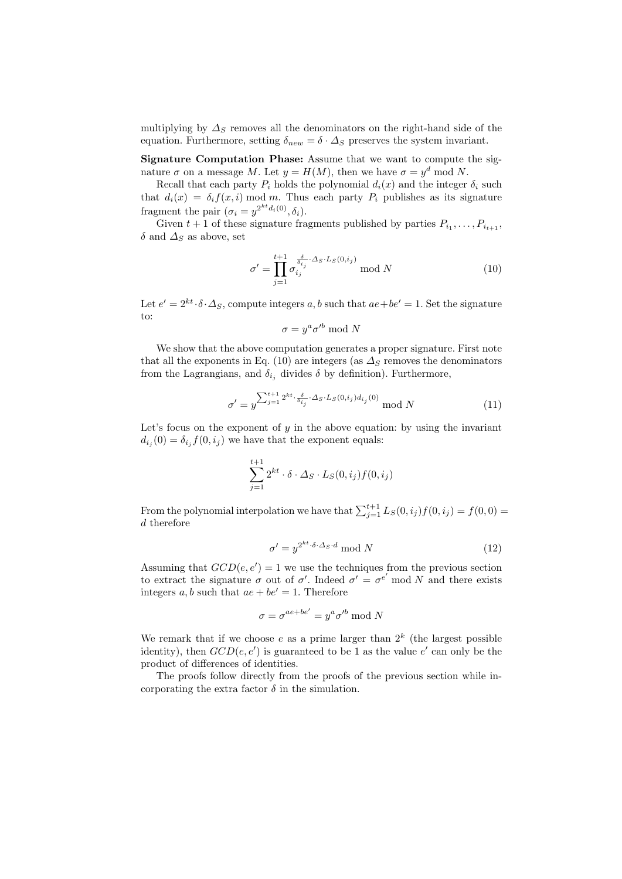multiplying by $\Delta_S$ removes all the denominators on the right-hand side of the equation. Furthermore, setting $\delta_{new} = \delta \cdot \Delta_S$ preserves the system invariant.

**Signature Computation Phase:** Assume that we want to compute the signature $\sigma$ on a message $M$. Let $y = H(M)$, then we have $\sigma = y^d \bmod N$.

Recall that each party $P_i$ holds the polynomial $d_i(x)$ and the integer $\delta_i$ such that $d_i(x) = \delta_i f(x,i) \bmod m$. Thus each party $P_i$ publishes as its signature fragment the pair $(\sigma_i = y^{2^{kt} d_i(0)}, \delta_i)$.

Given $t+1$ of these signature fragments published by parties $P_{i_1}, \ldots, P_{i_{t+1}}$, $\delta$ and $\Delta_S$ as above, set

$$\sigma' = \prod_{j=1}^{t+1} \sigma_{i_j}^{\frac{\delta}{\delta_{i_j}} \cdot \Delta_S \cdot L_S(0,i_j)} \bmod N \tag{10}$$

Let $e' = 2^{kt} \cdot \delta \cdot \Delta_S$, compute integers $a, b$ such that $ae + be' = 1$. Set the signature to:

$$\sigma = y^a \sigma'^b \bmod N$$

We show that the above computation generates a proper signature. First note that all the exponents in Eq. (10) are integers (as $\Delta_S$ removes the denominators from the Lagrangians, and $\delta_{i_j}$ divides $\delta$ by definition). Furthermore,

$$\sigma' = y^{\sum_{j=1}^{t+1} 2^{kt} \cdot \frac{\delta}{\delta_{i_j}} \cdot \Delta_S \cdot L_S(0,i_j) d_{i_j}(0)} \bmod N \tag{11}$$

Let's focus on the exponent of $y$ in the above equation: by using the invariant $d_{i_j}(0) = \delta_{i_j} f(0, i_j)$ we have that the exponent equals:

$$\sum_{j=1}^{t+1} 2^{kt} \cdot \delta \cdot \Delta_S \cdot L_S(0,i_j) f(0,i_j)$$

From the polynomial interpolation we have that $\sum_{j=1}^{t+1} L_S(0,i_j) f(0,i_j) = f(0,0) = d$ therefore

$$\sigma' = y^{2^{kt} \cdot \delta \cdot \Delta_S \cdot d} \bmod N \tag{12}$$

Assuming that $GCD(e, e') = 1$ we use the techniques from the previous section to extract the signature $\sigma$ out of $\sigma'$. Indeed $\sigma' = \sigma^{e'} \bmod N$ and there exists integers $a, b$ such that $ae + be' = 1$. Therefore

$$\sigma = \sigma^{ae+be'} = y^a \sigma'^b \bmod N$$

We remark that if we choose $e$ as a prime larger than $2^k$ (the largest possible identity), then $GCD(e, e')$ is guaranteed to be 1 as the value $e'$ can only be the product of differences of identities.

The proofs follow directly from the proofs of the previous section while incorporating the extra factor $\delta$ in the simulation.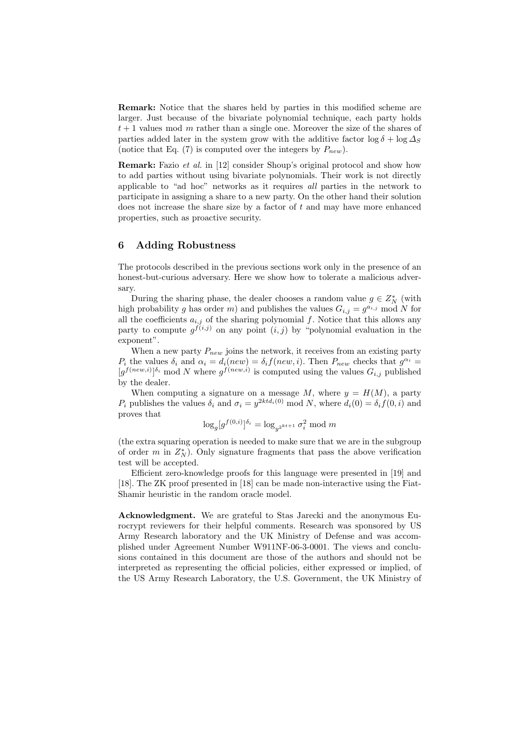**Remark:** Notice that the shares held by parties in this modified scheme are larger. Just because of the bivariate polynomial technique, each party holds $t+1$ values mod $m$ rather than a single one. Moreover the size of the shares of parties added later in the system grow with the additive factor $\log \delta + \log \Delta_S$ (notice that Eq. (7) is computed over the integers by $P_{new}$).

**Remark:** Fazio *et al.* in [12] consider Shoup's original protocol and show how to add parties without using bivariate polynomials. Their work is not directly applicable to "ad hoc" networks as it requires *all* parties in the network to participate in assigning a share to a new party. On the other hand their solution does not increase the share size by a factor of $t$ and may have more enhanced properties, such as proactive security.

## 6 Adding Robustness

The protocols described in the previous sections work only in the presence of an honest-but-curious adversary. Here we show how to tolerate a malicious adversary.

During the sharing phase, the dealer chooses a random value $g \in Z_N^*$ (with high probability $g$ has order $m$) and publishes the values $G_{i,j} = g^{a_{i,j}} \bmod N$ for all the coefficients $a_{i,j}$ of the sharing polynomial $f$. Notice that this allows any party to compute $g^{f(i,j)}$ on any point $(i,j)$ by "polynomial evaluation in the exponent".

When a new party $P_{new}$ joins the network, it receives from an existing party $P_i$ the values $\delta_i$ and $\alpha_i = d_i(new) = \delta_i f(new, i)$. Then $P_{new}$ checks that $g^{\alpha_i} = [g^{f(new,i)}]^{\delta_i} \bmod N$ where $g^{f(new,i)}$ is computed using the values $G_{i,j}$ published by the dealer.

When computing a signature on a message $M$, where $y = H(M)$, a party $P_i$ publishes the values $\delta_i$ and $\sigma_i = y^{2ktd_i(0)} \bmod N$, where $d_i(0) = \delta_i f(0,i)$ and proves that

$$\log_g [g^{f(0,i)}]^{\delta_i} = \log_{y^{2kt+1}} \sigma_i^2 \bmod m$$

(the extra squaring operation is needed to make sure that we are in the subgroup of order $m$ in $Z_N^*$). Only signature fragments that pass the above verification test will be accepted.

Efficient zero-knowledge proofs for this language were presented in [19] and [18]. The ZK proof presented in [18] can be made non-interactive using the Fiat-Shamir heuristic in the random oracle model.

**Acknowledgment.** We are grateful to Stas Jarecki and the anonymous Eurocrypt reviewers for their helpful comments. Research was sponsored by US Army Research laboratory and the UK Ministry of Defense and was accomplished under Agreement Number W911NF-06-3-0001. The views and conclusions contained in this document are those of the authors and should not be interpreted as representing the official policies, either expressed or implied, of the US Army Research Laboratory, the U.S. Government, the UK Ministry of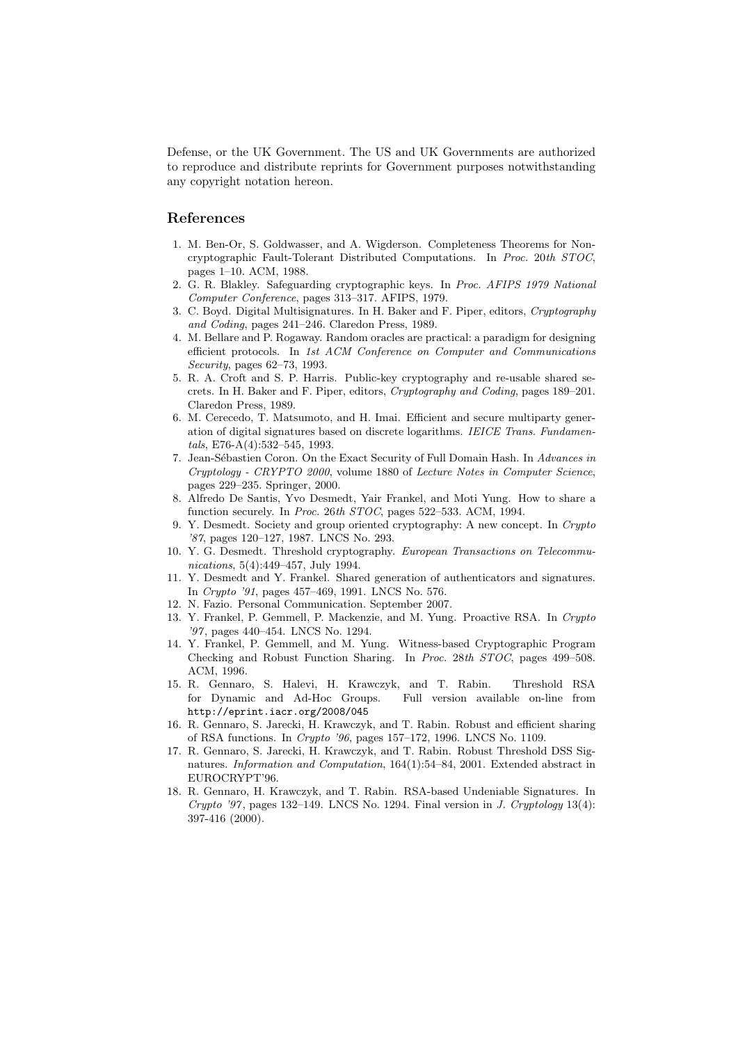Defense, or the UK Government. The US and UK Governments are authorized to reproduce and distribute reprints for Government purposes notwithstanding any copyright notation hereon.

## References

1. M. Ben-Or, S. Goldwasser, and A. Wigderson. Completeness Theorems for Noncryptographic Fault-Tolerant Distributed Computations. In *Proc. 20th STOC*, pages 1–10. ACM, 1988.
2. G. R. Blakley. Safeguarding cryptographic keys. In *Proc. AFIPS 1979 National Computer Conference*, pages 313–317. AFIPS, 1979.
3. C. Boyd. Digital Multisignatures. In H. Baker and F. Piper, editors, *Cryptography and Coding*, pages 241–246. Claredon Press, 1989.
4. M. Bellare and P. Rogaway. Random oracles are practical: a paradigm for designing efficient protocols. In *1st ACM Conference on Computer and Communications Security*, pages 62–73, 1993.
5. R. A. Croft and S. P. Harris. Public-key cryptography and re-usable shared secrets. In H. Baker and F. Piper, editors, *Cryptography and Coding*, pages 189–201. Claredon Press, 1989.
6. M. Cerecedo, T. Matsumoto, and H. Imai. Efficient and secure multiparty generation of digital signatures based on discrete logarithms. *IEICE Trans. Fundamentals*, E76-A(4):532–545, 1993.
7. Jean-Sébastien Coron. On the Exact Security of Full Domain Hash. In *Advances in Cryptology - CRYPTO 2000*, volume 1880 of *Lecture Notes in Computer Science*, pages 229–235. Springer, 2000.
8. Alfredo De Santis, Yvo Desmedt, Yair Frankel, and Moti Yung. How to share a function securely. In *Proc. 26th STOC*, pages 522–533. ACM, 1994.
9. Y. Desmedt. Society and group oriented cryptography: A new concept. In *Crypto '87*, pages 120–127, 1987. LNCS No. 293.
10. Y. G. Desmedt. Threshold cryptography. *European Transactions on Telecommunications*, 5(4):449–457, July 1994.
11. Y. Desmedt and Y. Frankel. Shared generation of authenticators and signatures. In *Crypto '91*, pages 457–469, 1991. LNCS No. 576.
12. N. Fazio. Personal Communication. September 2007.
13. Y. Frankel, P. Gemmell, P. Mackenzie, and M. Yung. Proactive RSA. In *Crypto '97*, pages 440–454. LNCS No. 1294.
14. Y. Frankel, P. Gemmell, and M. Yung. Witness-based Cryptographic Program Checking and Robust Function Sharing. In *Proc. 28th STOC*, pages 499–508. ACM, 1996.
15. R. Gennaro, S. Halevi, H. Krawczyk, and T. Rabin. Threshold RSA for Dynamic and Ad-Hoc Groups. Full version available on-line from `http://eprint.iacr.org/2008/045`
16. R. Gennaro, S. Jarecki, H. Krawczyk, and T. Rabin. Robust and efficient sharing of RSA functions. In *Crypto '96*, pages 157–172, 1996. LNCS No. 1109.
17. R. Gennaro, S. Jarecki, H. Krawczyk, and T. Rabin. Robust Threshold DSS Signatures. *Information and Computation*, 164(1):54–84, 2001. Extended abstract in EUROCRYPT'96.
18. R. Gennaro, H. Krawczyk, and T. Rabin. RSA-based Undeniable Signatures. In *Crypto '97*, pages 132–149. LNCS No. 1294. Final version in *J. Cryptology* 13(4): 397-416 (2000).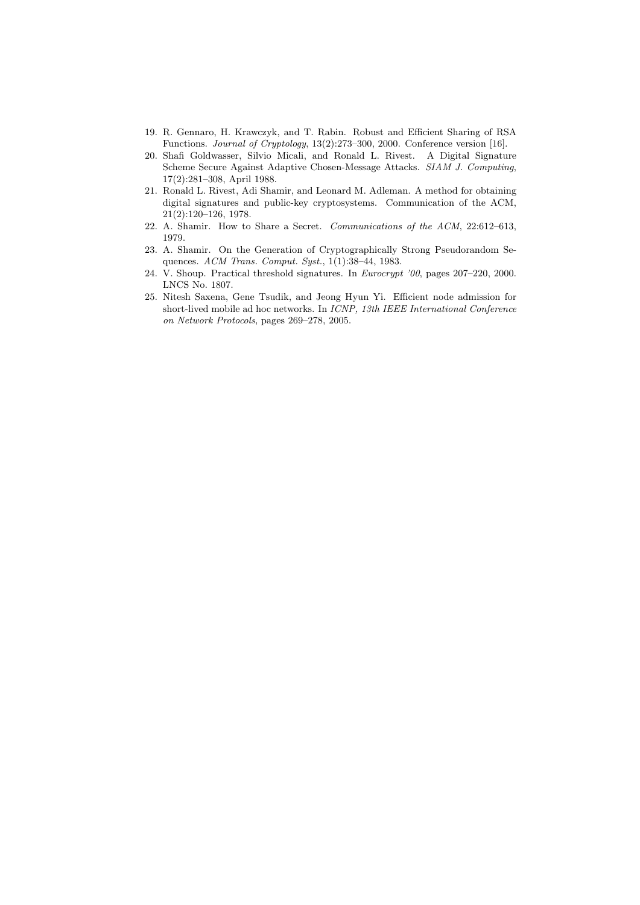19. R. Gennaro, H. Krawczyk, and T. Rabin. Robust and Efficient Sharing of RSA Functions. *Journal of Cryptology*, 13(2):273–300, 2000. Conference version [16].
20. Shafi Goldwasser, Silvio Micali, and Ronald L. Rivest. A Digital Signature Scheme Secure Against Adaptive Chosen-Message Attacks. *SIAM J. Computing*, 17(2):281–308, April 1988.
21. Ronald L. Rivest, Adi Shamir, and Leonard M. Adleman. A method for obtaining digital signatures and public-key cryptosystems. Communication of the ACM, 21(2):120–126, 1978.
22. A. Shamir. How to Share a Secret. *Communications of the ACM*, 22:612–613, 1979.
23. A. Shamir. On the Generation of Cryptographically Strong Pseudorandom Sequences. *ACM Trans. Comput. Syst.*, 1(1):38–44, 1983.
24. V. Shoup. Practical threshold signatures. In *Eurocrypt '00*, pages 207–220, 2000. LNCS No. 1807.
25. Nitesh Saxena, Gene Tsudik, and Jeong Hyun Yi. Efficient node admission for short-lived mobile ad hoc networks. In *ICNP, 13th IEEE International Conference on Network Protocols*, pages 269–278, 2005.